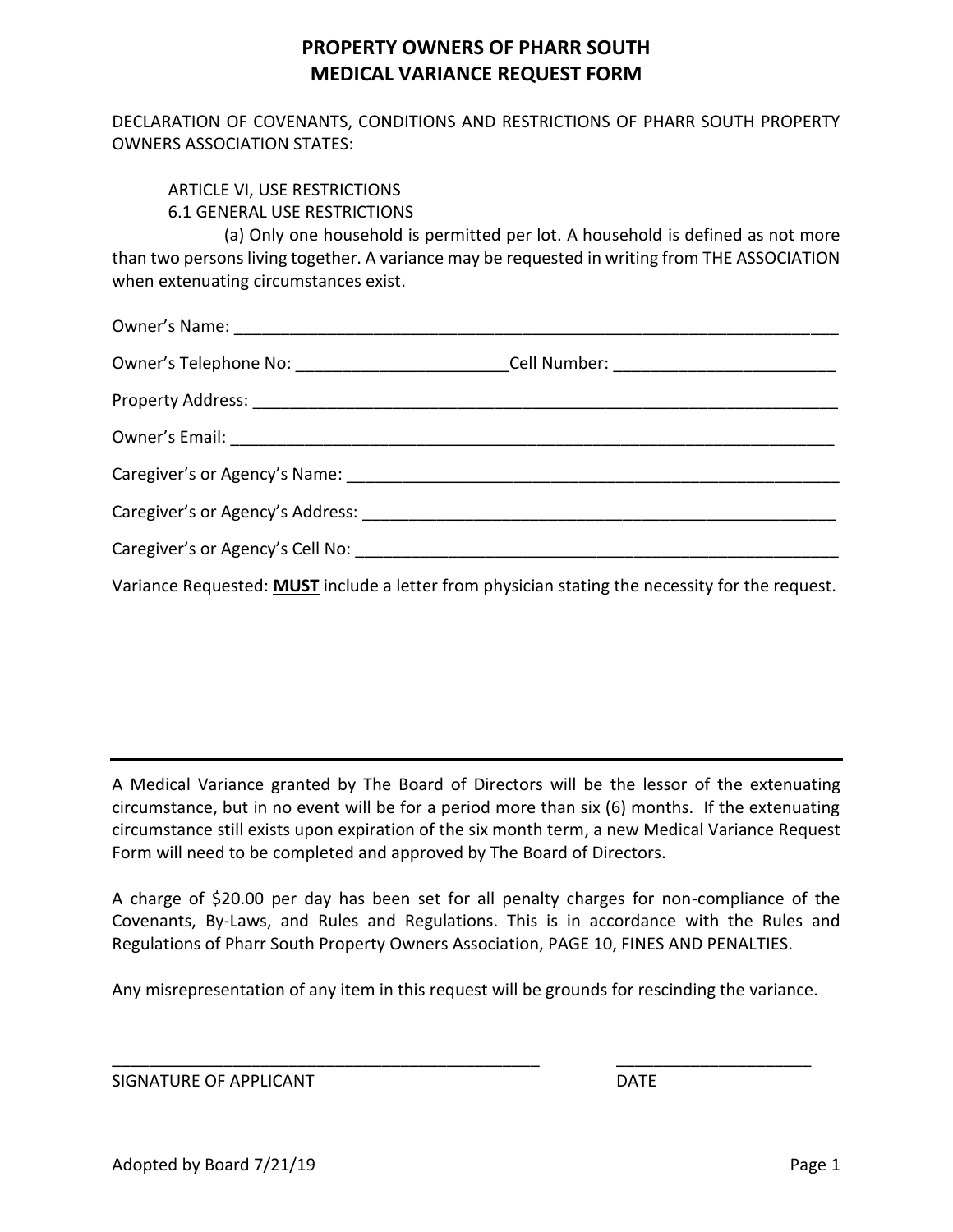# PROPERTY OWNERS OF PHARR SOUTH
# MEDICAL VARIANCE REQUEST FORM

DECLARATION OF COVENANTS, CONDITIONS AND RESTRICTIONS OF PHARR SOUTH PROPERTY OWNERS ASSOCIATION STATES:

ARTICLE VI, USE RESTRICTIONS
6.1 GENERAL USE RESTRICTIONS

(a) Only one household is permitted per lot. A household is defined as not more than two persons living together. A variance may be requested in writing from THE ASSOCIATION when extenuating circumstances exist.

Owner's Name: ______________________________________________________________________

Owner's Telephone No: ______________________ Cell Number: ________________________

Property Address: ____________________________________________________________________

Owner's Email: ______________________________________________________________________

Caregiver's or Agency's Name: ________________________________________________________

Caregiver's or Agency's Address: ______________________________________________________

Caregiver's or Agency's Cell No: ______________________________________________________

Variance Requested: **MUST** include a letter from physician stating the necessity for the request.

---

A Medical Variance granted by The Board of Directors will be the lessor of the extenuating circumstance, but in no event will be for a period more than six (6) months. If the extenuating circumstance still exists upon expiration of the six month term, a new Medical Variance Request Form will need to be completed and approved by The Board of Directors.

A charge of $20.00 per day has been set for all penalty charges for non-compliance of the Covenants, By-Laws, and Rules and Regulations. This is in accordance with the Rules and Regulations of Pharr South Property Owners Association, PAGE 10, FINES AND PENALTIES.

Any misrepresentation of any item in this request will be grounds for rescinding the variance.

_______________________________________________ _____________________

SIGNATURE OF APPLICANT DATE

Adopted by Board 7/21/19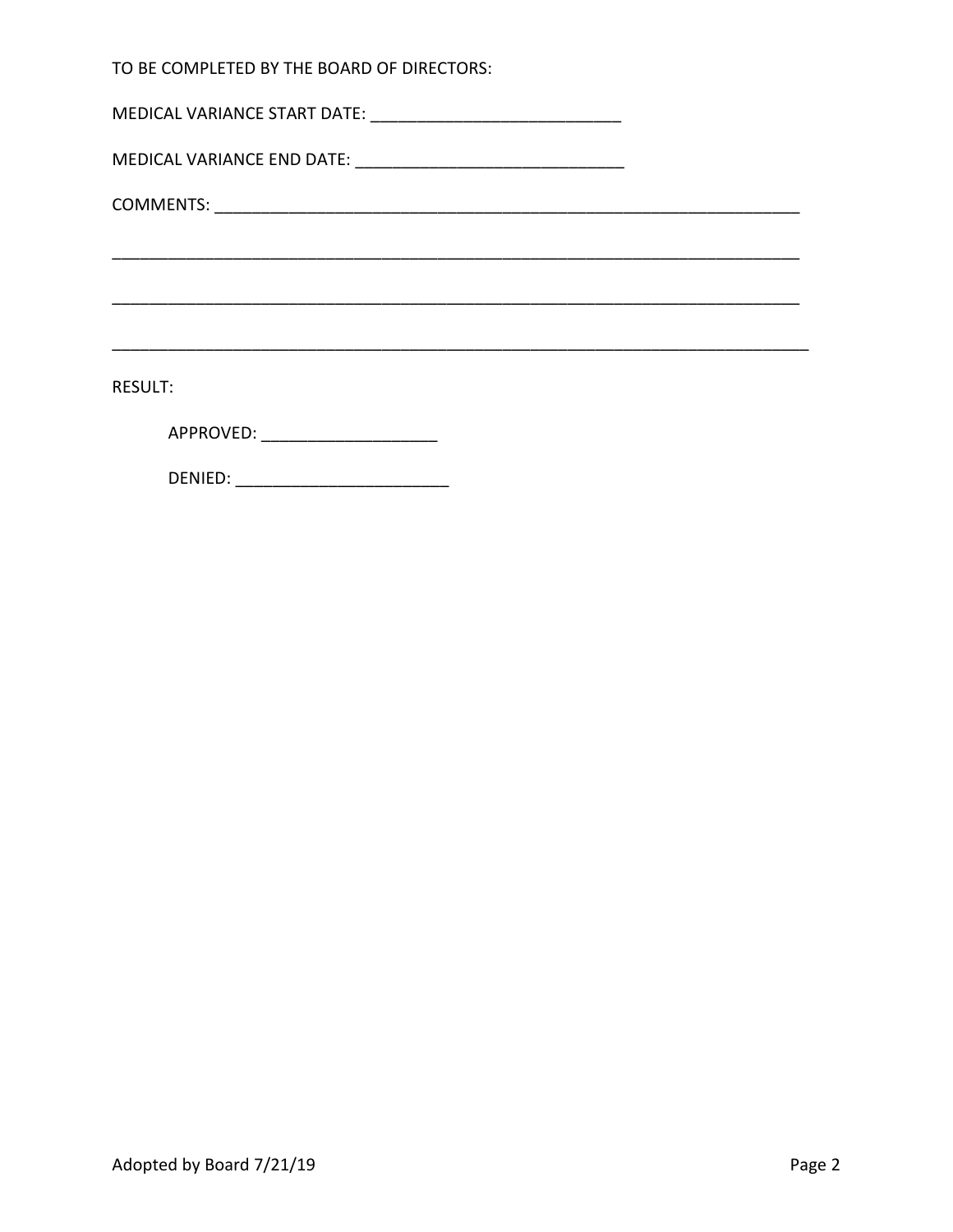TO BE COMPLETED BY THE BOARD OF DIRECTORS:

MEDICAL VARIANCE START DATE: ___________________________

MEDICAL VARIANCE END DATE: _____________________________

COMMENTS: ________________________________________________________________

___________________________________________________________________________

___________________________________________________________________________

____________________________________________________________________________

RESULT:

APPROVED: ___________________

DENIED: _______________________

Adopted by Board 7/21/19